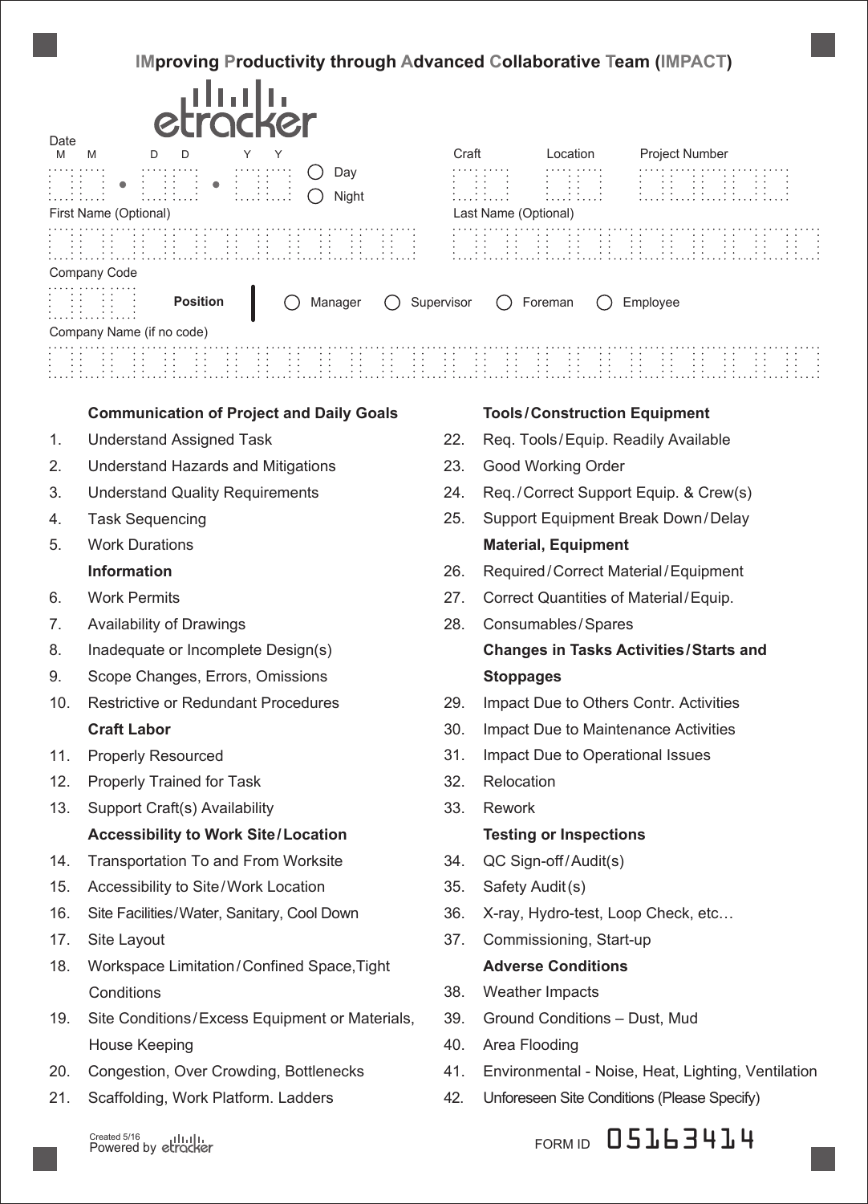# IMproving Productivity through Advanced Collaborative Team (IMPACT)

etracker

Date
M M . D D . Y Y

◯ Day
◯ Night

Craft | Location | Project Number

First Name (Optional)

Last Name (Optional)

Company Code

**Position** ◯ Manager ◯ Supervisor ◯ Foreman ◯ Employee

Company Name (if no code)

**Communication of Project and Daily Goals**

1. Understand Assigned Task
2. Understand Hazards and Mitigations
3. Understand Quality Requirements
4. Task Sequencing
5. Work Durations

**Information**

6. Work Permits
7. Availability of Drawings
8. Inadequate or Incomplete Design(s)
9. Scope Changes, Errors, Omissions
10. Restrictive or Redundant Procedures

**Craft Labor**

11. Properly Resourced
12. Properly Trained for Task
13. Support Craft(s) Availability

**Accessibility to Work Site/Location**

14. Transportation To and From Worksite
15. Accessibility to Site/Work Location
16. Site Facilities/Water, Sanitary, Cool Down
17. Site Layout
18. Workspace Limitation/Confined Space,Tight Conditions
19. Site Conditions/Excess Equipment or Materials, House Keeping
20. Congestion, Over Crowding, Bottlenecks
21. Scaffolding, Work Platform. Ladders

**Tools/Construction Equipment**

22. Req. Tools/Equip. Readily Available
23. Good Working Order
24. Req./Correct Support Equip. & Crew(s)
25. Support Equipment Break Down/Delay

**Material, Equipment**

26. Required/Correct Material/Equipment
27. Correct Quantities of Material/Equip.
28. Consumables/Spares

**Changes in Tasks Activities/Starts and Stoppages**

29. Impact Due to Others Contr. Activities
30. Impact Due to Maintenance Activities
31. Impact Due to Operational Issues
32. Relocation
33. Rework

**Testing or Inspections**

34. QC Sign-off/Audit(s)
35. Safety Audit(s)
36. X-ray, Hydro-test, Loop Check, etc…
37. Commissioning, Start-up

**Adverse Conditions**

38. Weather Impacts
39. Ground Conditions – Dust, Mud
40. Area Flooding
41. Environmental - Noise, Heat, Lighting, Ventilation
42. Unforeseen Site Conditions (Please Specify)

Created 5/16
Powered by etracker

FORM ID 05163414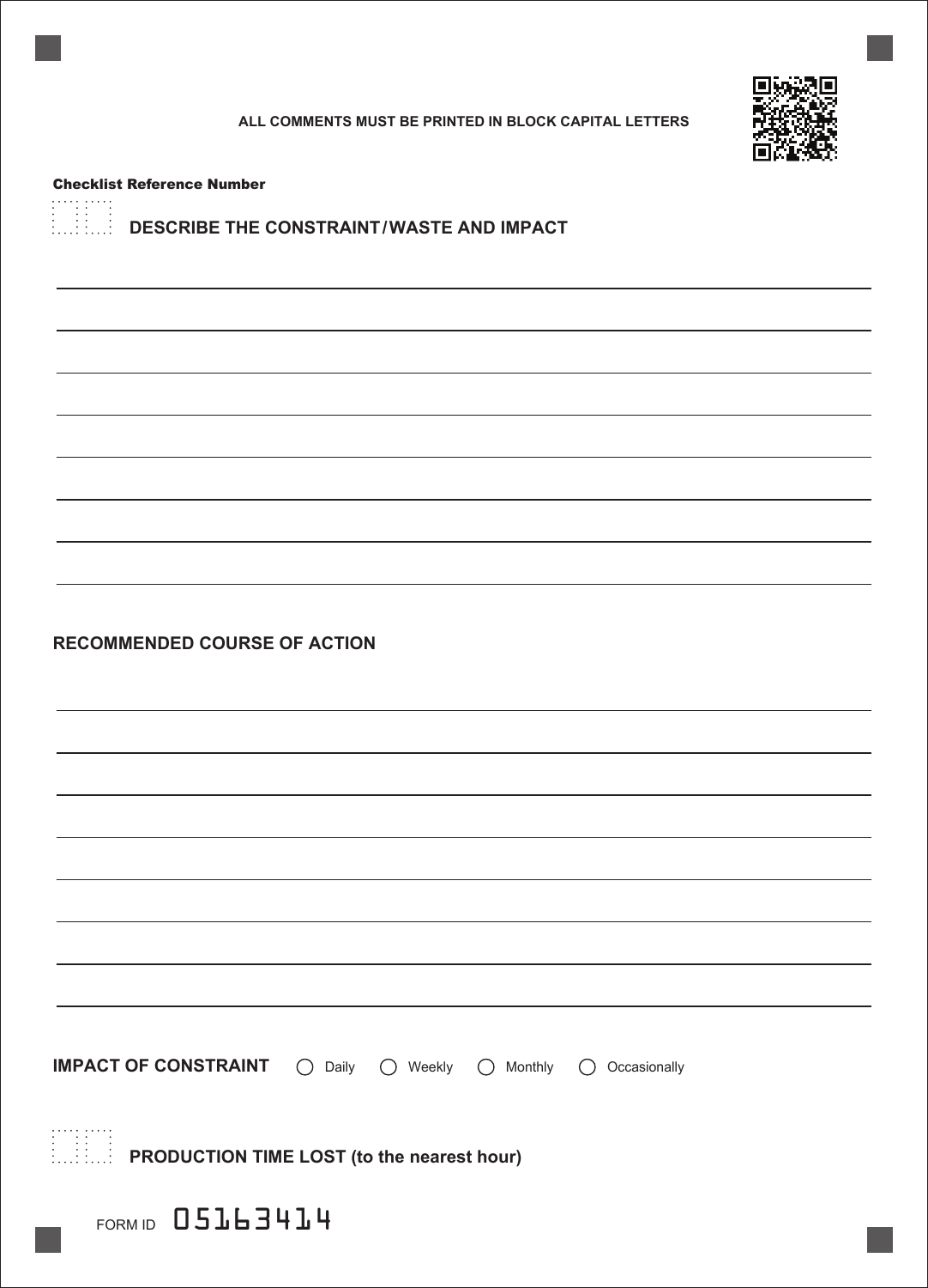ALL COMMENTS MUST BE PRINTED IN BLOCK CAPITAL LETTERS

**Checklist Reference Number**

## DESCRIBE THE CONSTRAINT / WASTE AND IMPACT

## RECOMMENDED COURSE OF ACTION

**IMPACT OF CONSTRAINT** ◯ Daily ◯ Weekly ◯ Monthly ◯ Occasionally

**PRODUCTION TIME LOST (to the nearest hour)**

FORM ID 05163414